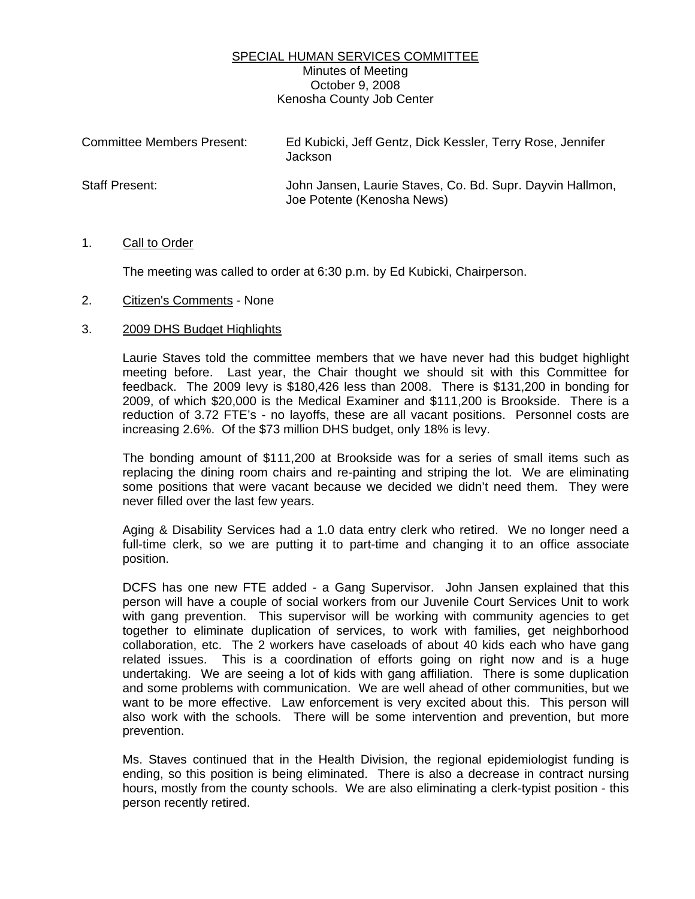SPECIAL HUMAN SERVICES COMMITTEE
Minutes of Meeting
October 9, 2008
Kenosha County Job Center

| | |
|---|---|
| Committee Members Present: | Ed Kubicki, Jeff Gentz, Dick Kessler, Terry Rose, Jennifer Jackson |
| Staff Present: | John Jansen, Laurie Staves, Co. Bd. Supr. Dayvin Hallmon, Joe Potente (Kenosha News) |

1. Call to Order

   The meeting was called to order at 6:30 p.m. by Ed Kubicki, Chairperson.

2. Citizen's Comments - None

3. 2009 DHS Budget Highlights

   Laurie Staves told the committee members that we have never had this budget highlight meeting before. Last year, the Chair thought we should sit with this Committee for feedback. The 2009 levy is $180,426 less than 2008. There is $131,200 in bonding for 2009, of which $20,000 is the Medical Examiner and $111,200 is Brookside. There is a reduction of 3.72 FTE's - no layoffs, these are all vacant positions. Personnel costs are increasing 2.6%. Of the $73 million DHS budget, only 18% is levy.

   The bonding amount of $111,200 at Brookside was for a series of small items such as replacing the dining room chairs and re-painting and striping the lot. We are eliminating some positions that were vacant because we decided we didn't need them. They were never filled over the last few years.

   Aging & Disability Services had a 1.0 data entry clerk who retired. We no longer need a full-time clerk, so we are putting it to part-time and changing it to an office associate position.

   DCFS has one new FTE added - a Gang Supervisor. John Jansen explained that this person will have a couple of social workers from our Juvenile Court Services Unit to work with gang prevention. This supervisor will be working with community agencies to get together to eliminate duplication of services, to work with families, get neighborhood collaboration, etc. The 2 workers have caseloads of about 40 kids each who have gang related issues. This is a coordination of efforts going on right now and is a huge undertaking. We are seeing a lot of kids with gang affiliation. There is some duplication and some problems with communication. We are well ahead of other communities, but we want to be more effective. Law enforcement is very excited about this. This person will also work with the schools. There will be some intervention and prevention, but more prevention.

   Ms. Staves continued that in the Health Division, the regional epidemiologist funding is ending, so this position is being eliminated. There is also a decrease in contract nursing hours, mostly from the county schools. We are also eliminating a clerk-typist position - this person recently retired.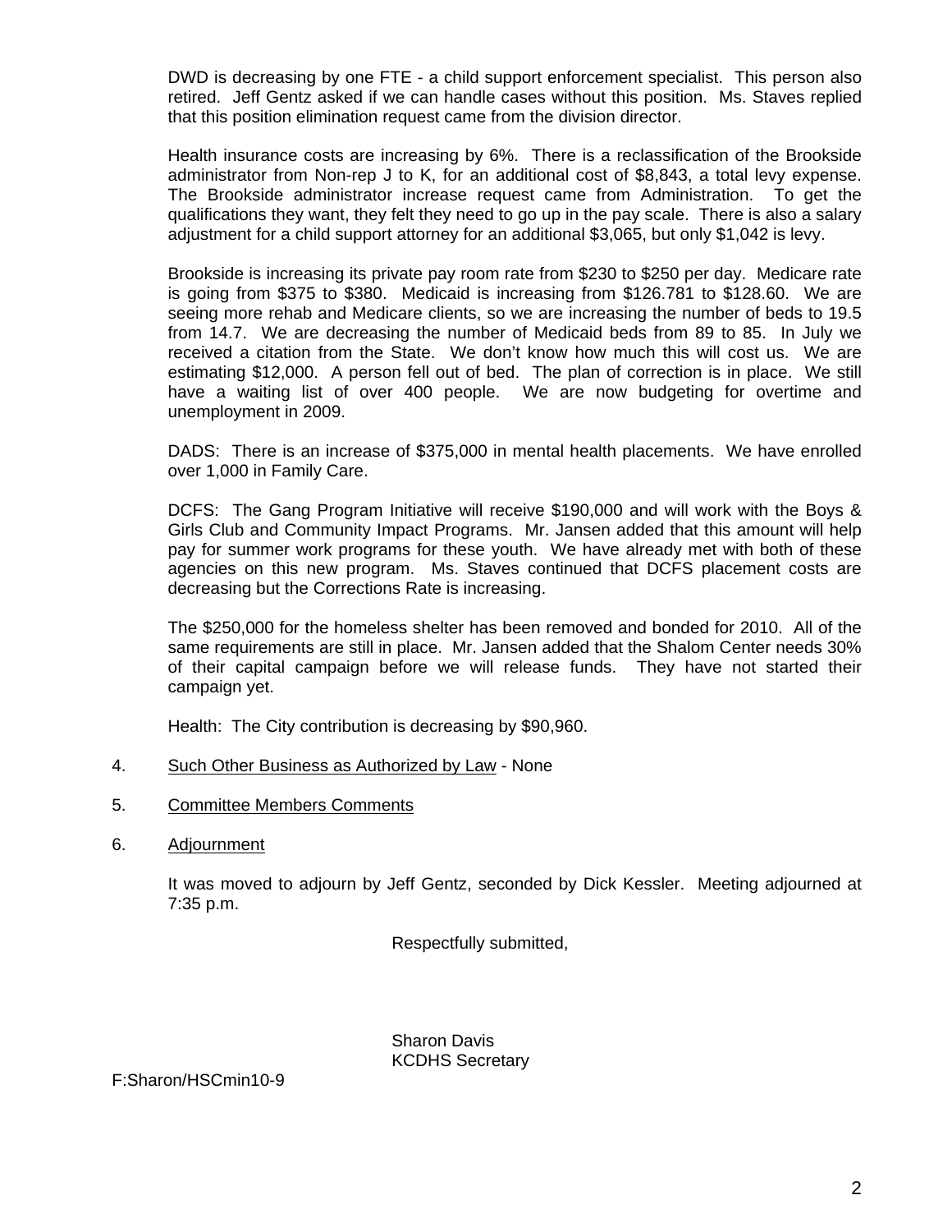DWD is decreasing by one FTE - a child support enforcement specialist. This person also retired. Jeff Gentz asked if we can handle cases without this position. Ms. Staves replied that this position elimination request came from the division director.

Health insurance costs are increasing by 6%. There is a reclassification of the Brookside administrator from Non-rep J to K, for an additional cost of $8,843, a total levy expense. The Brookside administrator increase request came from Administration. To get the qualifications they want, they felt they need to go up in the pay scale. There is also a salary adjustment for a child support attorney for an additional $3,065, but only $1,042 is levy.

Brookside is increasing its private pay room rate from $230 to $250 per day. Medicare rate is going from $375 to $380. Medicaid is increasing from $126.781 to $128.60. We are seeing more rehab and Medicare clients, so we are increasing the number of beds to 19.5 from 14.7. We are decreasing the number of Medicaid beds from 89 to 85. In July we received a citation from the State. We don't know how much this will cost us. We are estimating $12,000. A person fell out of bed. The plan of correction is in place. We still have a waiting list of over 400 people. We are now budgeting for overtime and unemployment in 2009.

DADS: There is an increase of $375,000 in mental health placements. We have enrolled over 1,000 in Family Care.

DCFS: The Gang Program Initiative will receive $190,000 and will work with the Boys & Girls Club and Community Impact Programs. Mr. Jansen added that this amount will help pay for summer work programs for these youth. We have already met with both of these agencies on this new program. Ms. Staves continued that DCFS placement costs are decreasing but the Corrections Rate is increasing.

The $250,000 for the homeless shelter has been removed and bonded for 2010. All of the same requirements are still in place. Mr. Jansen added that the Shalom Center needs 30% of their capital campaign before we will release funds. They have not started their campaign yet.

Health: The City contribution is decreasing by $90,960.

4. Such Other Business as Authorized by Law - None

5. Committee Members Comments

6. Adjournment

   It was moved to adjourn by Jeff Gentz, seconded by Dick Kessler. Meeting adjourned at 7:35 p.m.

Respectfully submitted,

Sharon Davis
KCDHS Secretary

F:Sharon/HSCmin10-9